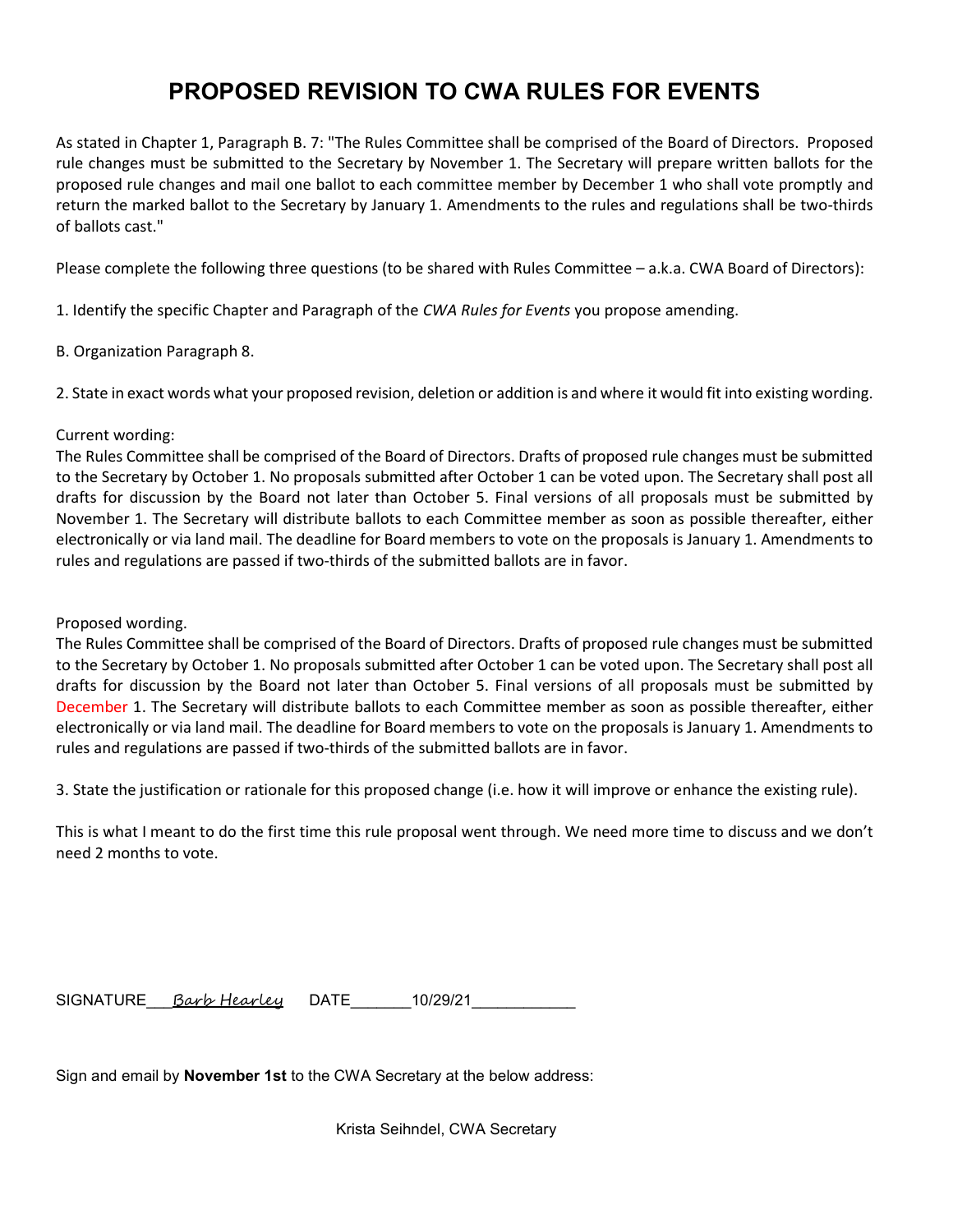# PROPOSED REVISION TO CWA RULES FOR EVENTS

As stated in Chapter 1, Paragraph B. 7: "The Rules Committee shall be comprised of the Board of Directors. Proposed rule changes must be submitted to the Secretary by November 1. The Secretary will prepare written ballots for the proposed rule changes and mail one ballot to each committee member by December 1 who shall vote promptly and return the marked ballot to the Secretary by January 1. Amendments to the rules and regulations shall be two-thirds of ballots cast."

Please complete the following three questions (to be shared with Rules Committee – a.k.a. CWA Board of Directors):

1. Identify the specific Chapter and Paragraph of the *CWA Rules for Events* you propose amending.

B. Organization Paragraph 8.

2. State in exact words what your proposed revision, deletion or addition is and where it would fit into existing wording.

Current wording:
The Rules Committee shall be comprised of the Board of Directors. Drafts of proposed rule changes must be submitted to the Secretary by October 1. No proposals submitted after October 1 can be voted upon. The Secretary shall post all drafts for discussion by the Board not later than October 5. Final versions of all proposals must be submitted by November 1. The Secretary will distribute ballots to each Committee member as soon as possible thereafter, either electronically or via land mail. The deadline for Board members to vote on the proposals is January 1. Amendments to rules and regulations are passed if two-thirds of the submitted ballots are in favor.

Proposed wording.
The Rules Committee shall be comprised of the Board of Directors. Drafts of proposed rule changes must be submitted to the Secretary by October 1. No proposals submitted after October 1 can be voted upon. The Secretary shall post all drafts for discussion by the Board not later than October 5. Final versions of all proposals must be submitted by December 1. The Secretary will distribute ballots to each Committee member as soon as possible thereafter, either electronically or via land mail. The deadline for Board members to vote on the proposals is January 1. Amendments to rules and regulations are passed if two-thirds of the submitted ballots are in favor.

3. State the justification or rationale for this proposed change (i.e. how it will improve or enhance the existing rule).

This is what I meant to do the first time this rule proposal went through. We need more time to discuss and we don't need 2 months to vote.

SIGNATURE___*Barb Hearley*___ DATE_______10/29/21____________

Sign and email by **November 1st** to the CWA Secretary at the below address:

Krista Seihndel, CWA Secretary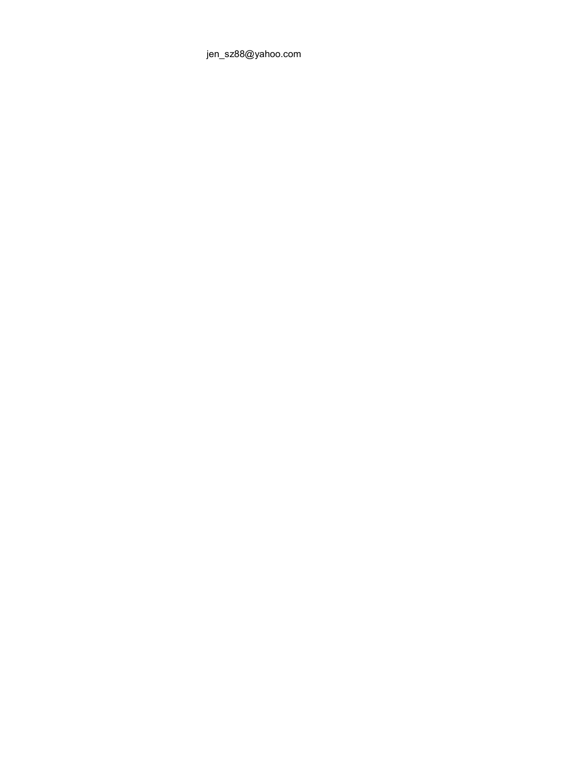jen_sz88@yahoo.com